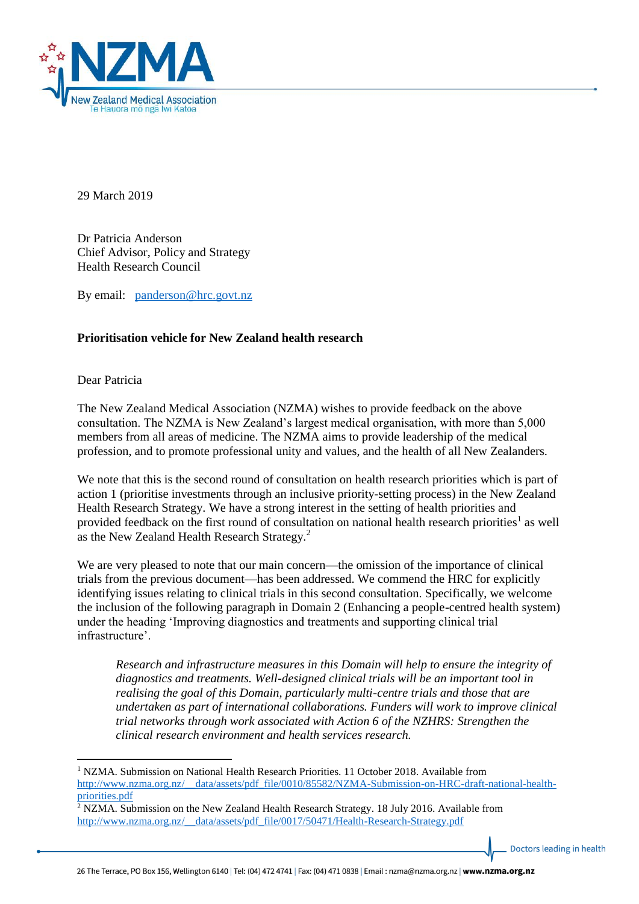29 March 2019

Dr Patricia Anderson
Chief Advisor, Policy and Strategy
Health Research Council

By email: panderson@hrc.govt.nz

**Prioritisation vehicle for New Zealand health research**

Dear Patricia

The New Zealand Medical Association (NZMA) wishes to provide feedback on the above consultation. The NZMA is New Zealand's largest medical organisation, with more than 5,000 members from all areas of medicine. The NZMA aims to provide leadership of the medical profession, and to promote professional unity and values, and the health of all New Zealanders.

We note that this is the second round of consultation on health research priorities which is part of action 1 (prioritise investments through an inclusive priority-setting process) in the New Zealand Health Research Strategy. We have a strong interest in the setting of health priorities and provided feedback on the first round of consultation on national health research priorities[1] as well as the New Zealand Health Research Strategy.[2]

We are very pleased to note that our main concern—the omission of the importance of clinical trials from the previous document—has been addressed. We commend the HRC for explicitly identifying issues relating to clinical trials in this second consultation. Specifically, we welcome the inclusion of the following paragraph in Domain 2 (Enhancing a people-centred health system) under the heading 'Improving diagnostics and treatments and supporting clinical trial infrastructure'.

> *Research and infrastructure measures in this Domain will help to ensure the integrity of diagnostics and treatments. Well-designed clinical trials will be an important tool in realising the goal of this Domain, particularly multi-centre trials and those that are undertaken as part of international collaborations. Funders will work to improve clinical trial networks through work associated with Action 6 of the NZHRS: Strengthen the clinical research environment and health services research.*

---

[1] NZMA. Submission on National Health Research Priorities. 11 October 2018. Available from http://www.nzma.org.nz/__data/assets/pdf_file/0010/85582/NZMA-Submission-on-HRC-draft-national-health-priorities.pdf

[2] NZMA. Submission on the New Zealand Health Research Strategy. 18 July 2016. Available from http://www.nzma.org.nz/__data/assets/pdf_file/0017/50471/Health-Research-Strategy.pdf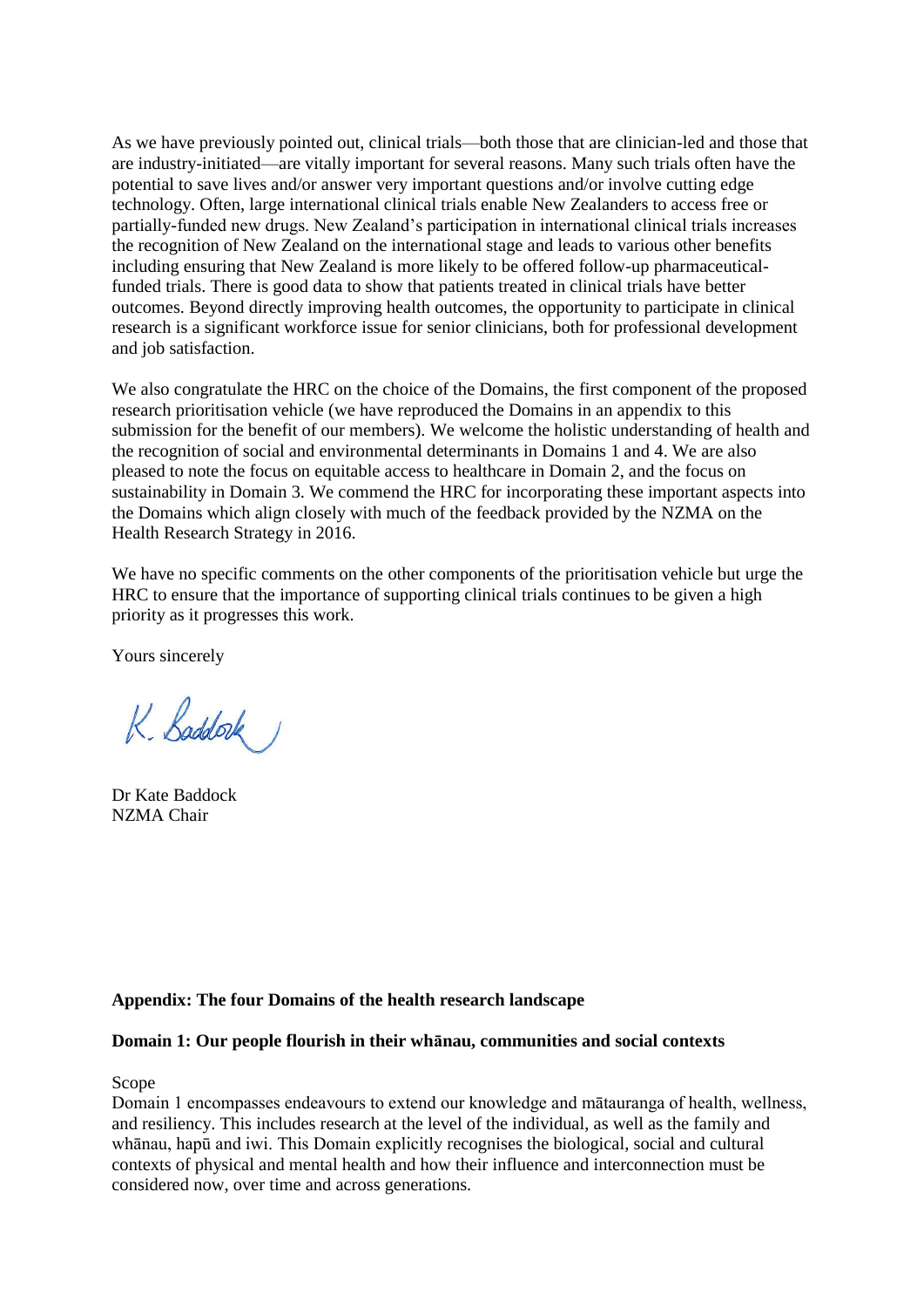As we have previously pointed out, clinical trials—both those that are clinician-led and those that are industry-initiated—are vitally important for several reasons. Many such trials often have the potential to save lives and/or answer very important questions and/or involve cutting edge technology. Often, large international clinical trials enable New Zealanders to access free or partially-funded new drugs. New Zealand's participation in international clinical trials increases the recognition of New Zealand on the international stage and leads to various other benefits including ensuring that New Zealand is more likely to be offered follow-up pharmaceutical-funded trials. There is good data to show that patients treated in clinical trials have better outcomes. Beyond directly improving health outcomes, the opportunity to participate in clinical research is a significant workforce issue for senior clinicians, both for professional development and job satisfaction.

We also congratulate the HRC on the choice of the Domains, the first component of the proposed research prioritisation vehicle (we have reproduced the Domains in an appendix to this submission for the benefit of our members). We welcome the holistic understanding of health and the recognition of social and environmental determinants in Domains 1 and 4. We are also pleased to note the focus on equitable access to healthcare in Domain 2, and the focus on sustainability in Domain 3. We commend the HRC for incorporating these important aspects into the Domains which align closely with much of the feedback provided by the NZMA on the Health Research Strategy in 2016.

We have no specific comments on the other components of the prioritisation vehicle but urge the HRC to ensure that the importance of supporting clinical trials continues to be given a high priority as it progresses this work.

Yours sincerely

K. Baddock

Dr Kate Baddock
NZMA Chair

**Appendix: The four Domains of the health research landscape**

**Domain 1: Our people flourish in their whānau, communities and social contexts**

Scope

Domain 1 encompasses endeavours to extend our knowledge and mātauranga of health, wellness, and resiliency. This includes research at the level of the individual, as well as the family and whānau, hapū and iwi. This Domain explicitly recognises the biological, social and cultural contexts of physical and mental health and how their influence and interconnection must be considered now, over time and across generations.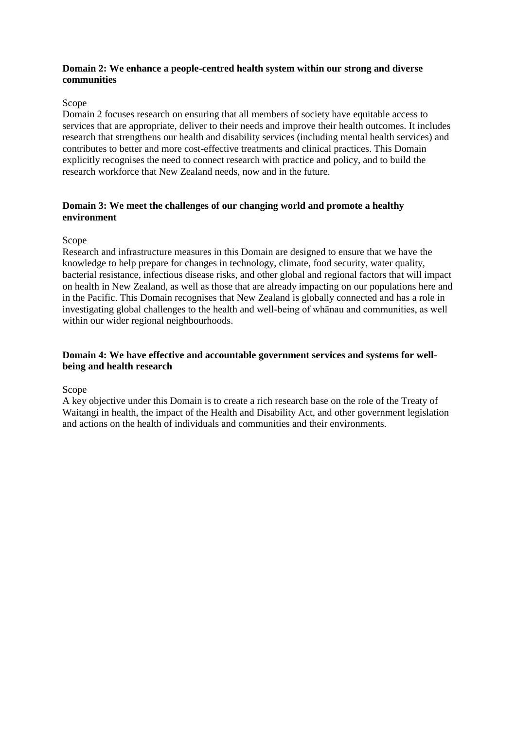**Domain 2: We enhance a people-centred health system within our strong and diverse communities**

Scope

Domain 2 focuses research on ensuring that all members of society have equitable access to services that are appropriate, deliver to their needs and improve their health outcomes. It includes research that strengthens our health and disability services (including mental health services) and contributes to better and more cost-effective treatments and clinical practices. This Domain explicitly recognises the need to connect research with practice and policy, and to build the research workforce that New Zealand needs, now and in the future.

**Domain 3: We meet the challenges of our changing world and promote a healthy environment**

Scope

Research and infrastructure measures in this Domain are designed to ensure that we have the knowledge to help prepare for changes in technology, climate, food security, water quality, bacterial resistance, infectious disease risks, and other global and regional factors that will impact on health in New Zealand, as well as those that are already impacting on our populations here and in the Pacific. This Domain recognises that New Zealand is globally connected and has a role in investigating global challenges to the health and well-being of whānau and communities, as well within our wider regional neighbourhoods.

**Domain 4: We have effective and accountable government services and systems for well-being and health research**

Scope

A key objective under this Domain is to create a rich research base on the role of the Treaty of Waitangi in health, the impact of the Health and Disability Act, and other government legislation and actions on the health of individuals and communities and their environments.